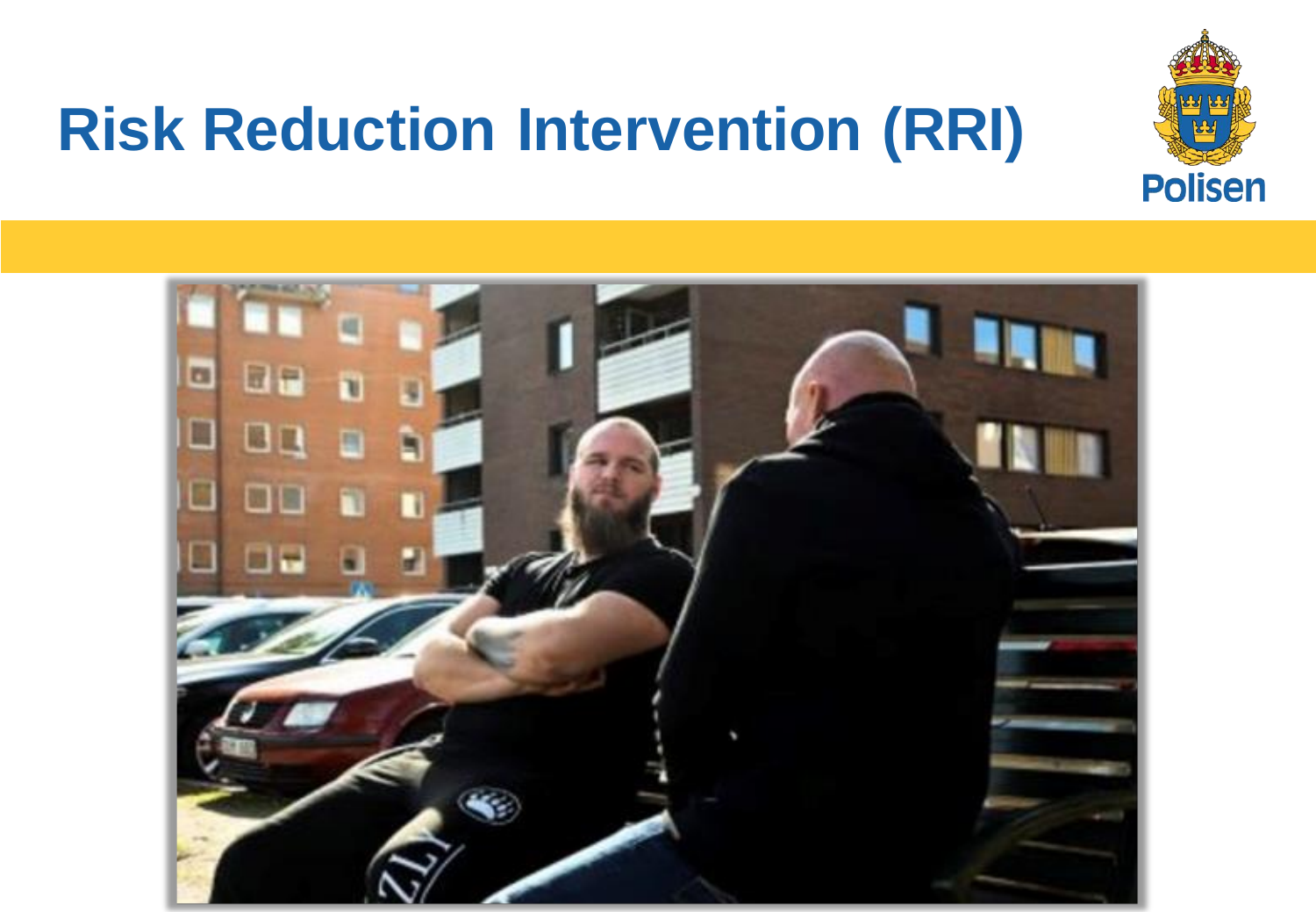# Risk Reduction Intervention (RRI)

Polisen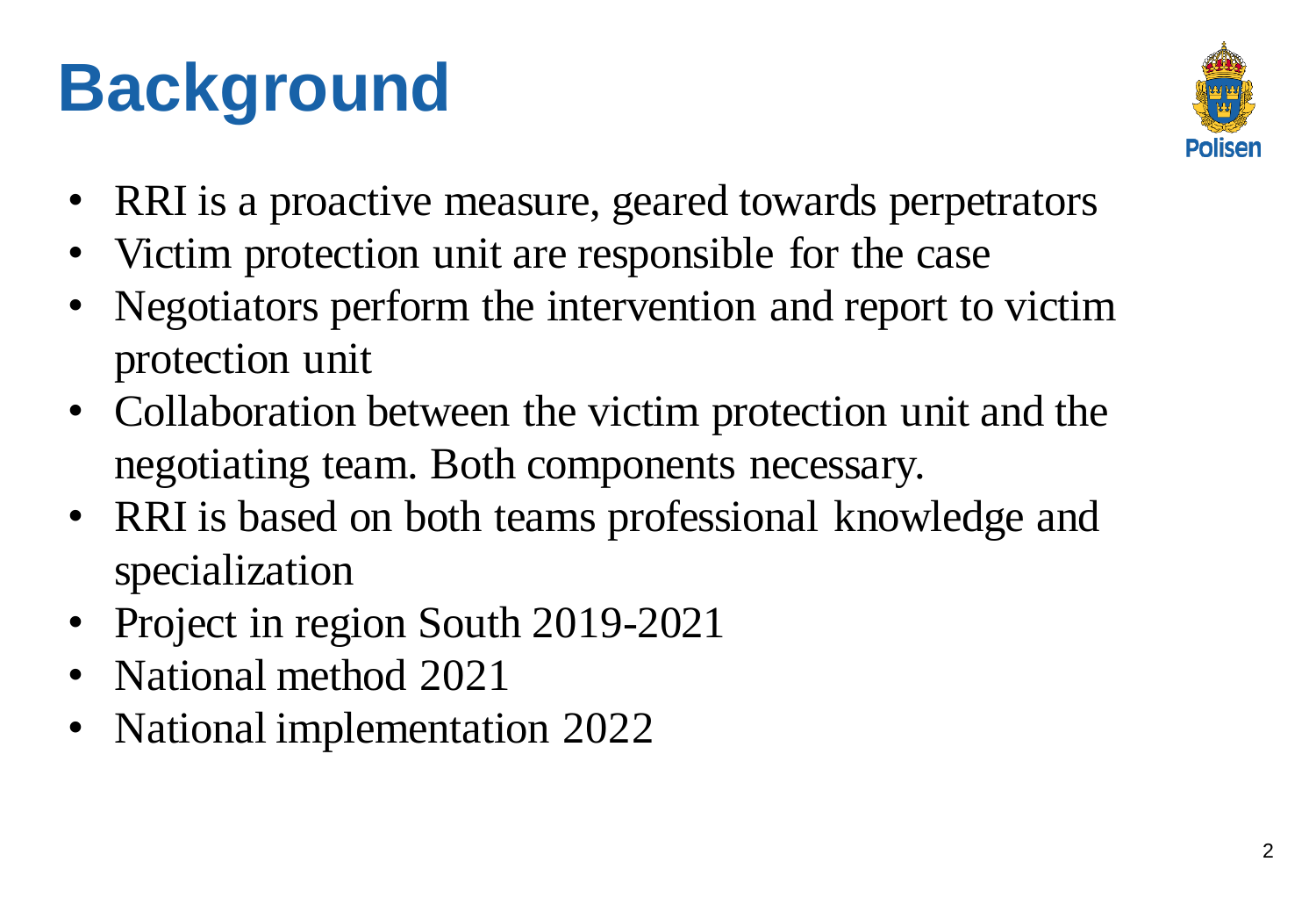# Background

- RRI is a proactive measure, geared towards perpetrators
- Victim protection unit are responsible for the case
- Negotiators perform the intervention and report to victim protection unit
- Collaboration between the victim protection unit and the negotiating team. Both components necessary.
- RRI is based on both teams professional knowledge and specialization
- Project in region South 2019-2021
- National method 2021
- National implementation 2022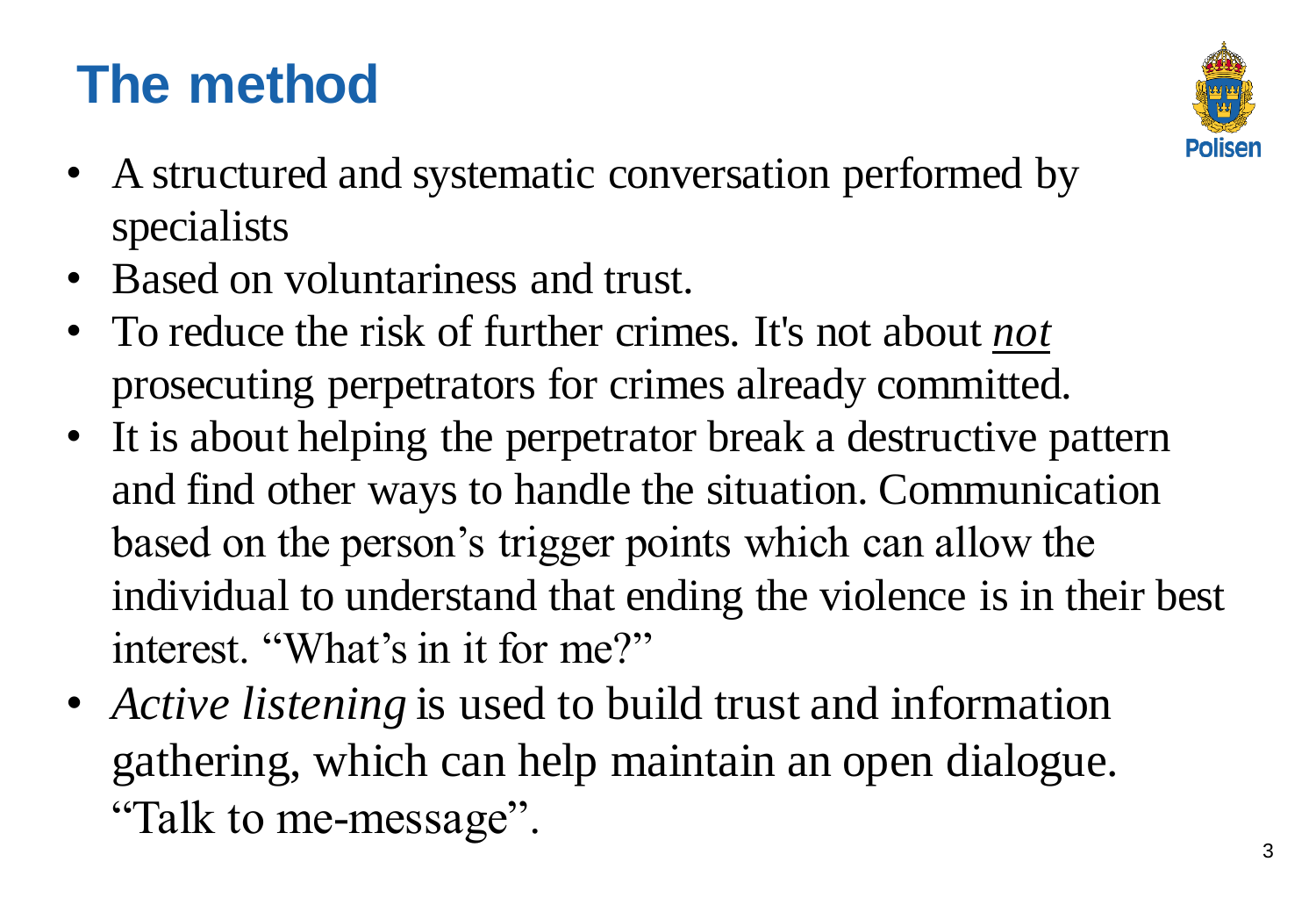# The method

- A structured and systematic conversation performed by specialists
- Based on voluntariness and trust.
- To reduce the risk of further crimes. It's not about <u>*not*</u> prosecuting perpetrators for crimes already committed.
- It is about helping the perpetrator break a destructive pattern and find other ways to handle the situation. Communication based on the person's trigger points which can allow the individual to understand that ending the violence is in their best interest. "What's in it for me?"
- *Active listening* is used to build trust and information gathering, which can help maintain an open dialogue. "Talk to me-message".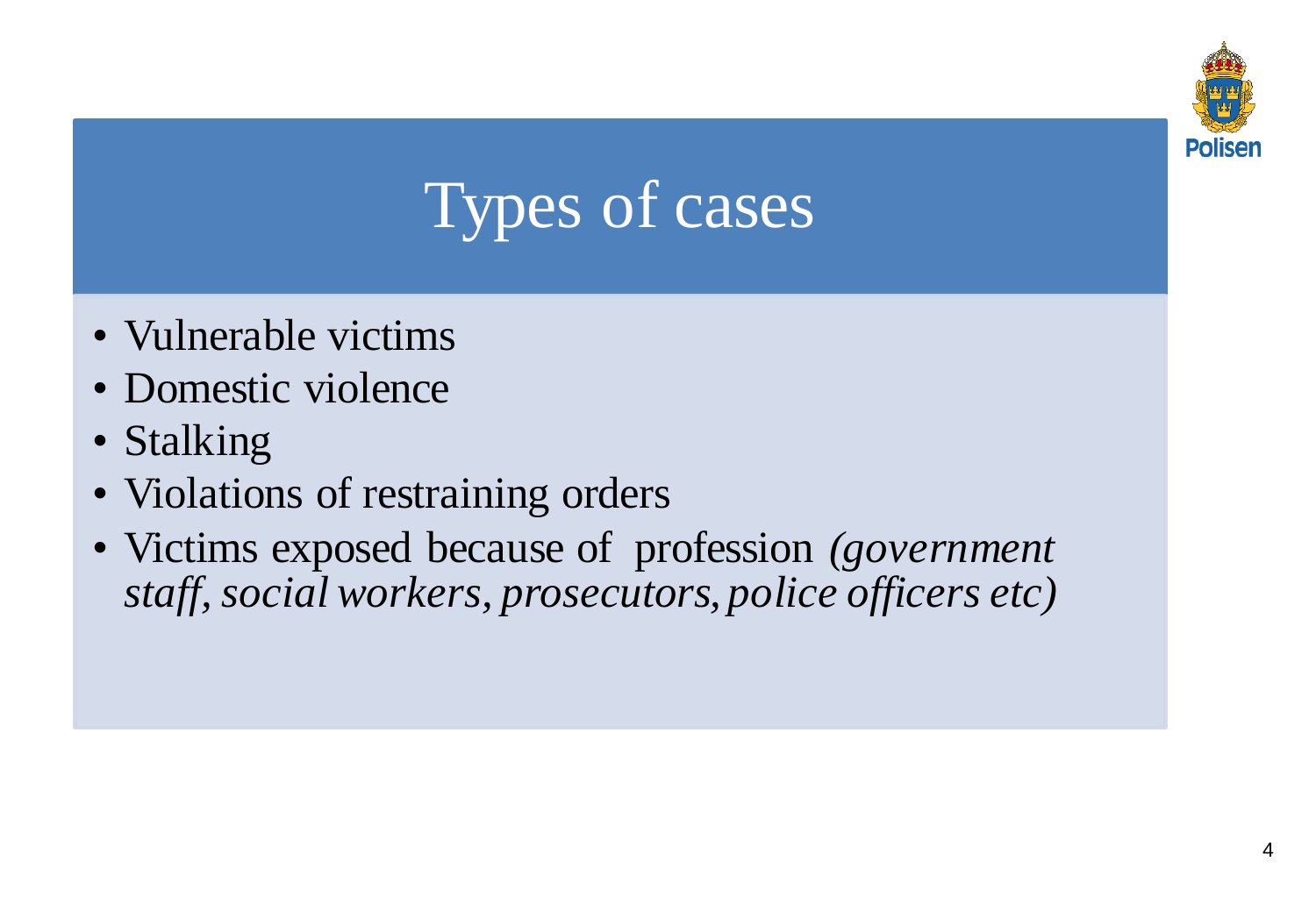# Types of cases

- Vulnerable victims
- Domestic violence
- Stalking
- Violations of restraining orders
- Victims exposed because of profession *(government staff, social workers, prosecutors, police officers etc)*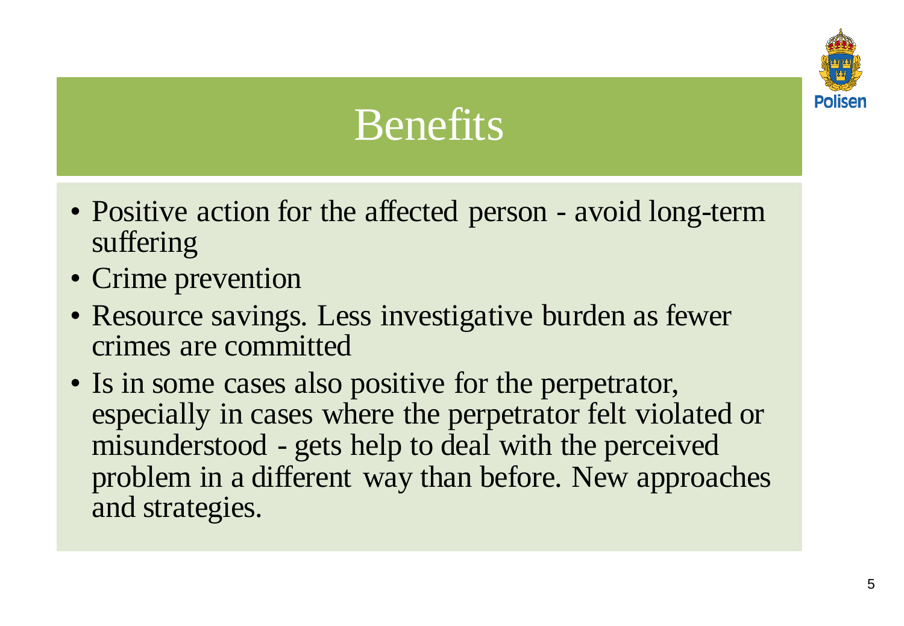# Benefits

- Positive action for the affected person - avoid long-term suffering
- Crime prevention
- Resource savings. Less investigative burden as fewer crimes are committed
- Is in some cases also positive for the perpetrator, especially in cases where the perpetrator felt violated or misunderstood - gets help to deal with the perceived problem in a different way than before. New approaches and strategies.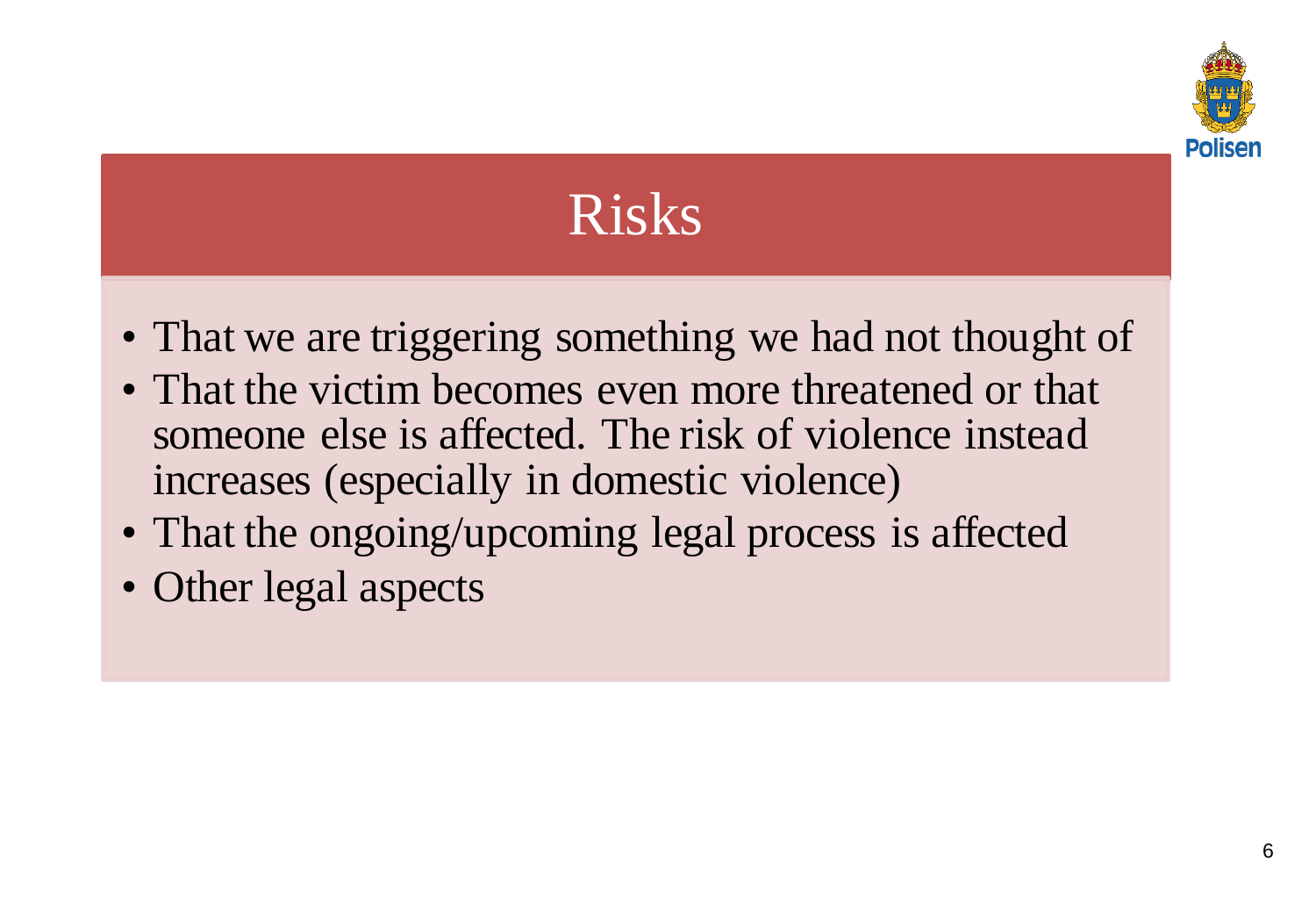# Risks

- That we are triggering something we had not thought of
- That the victim becomes even more threatened or that someone else is affected. The risk of violence instead increases (especially in domestic violence)
- That the ongoing/upcoming legal process is affected
- Other legal aspects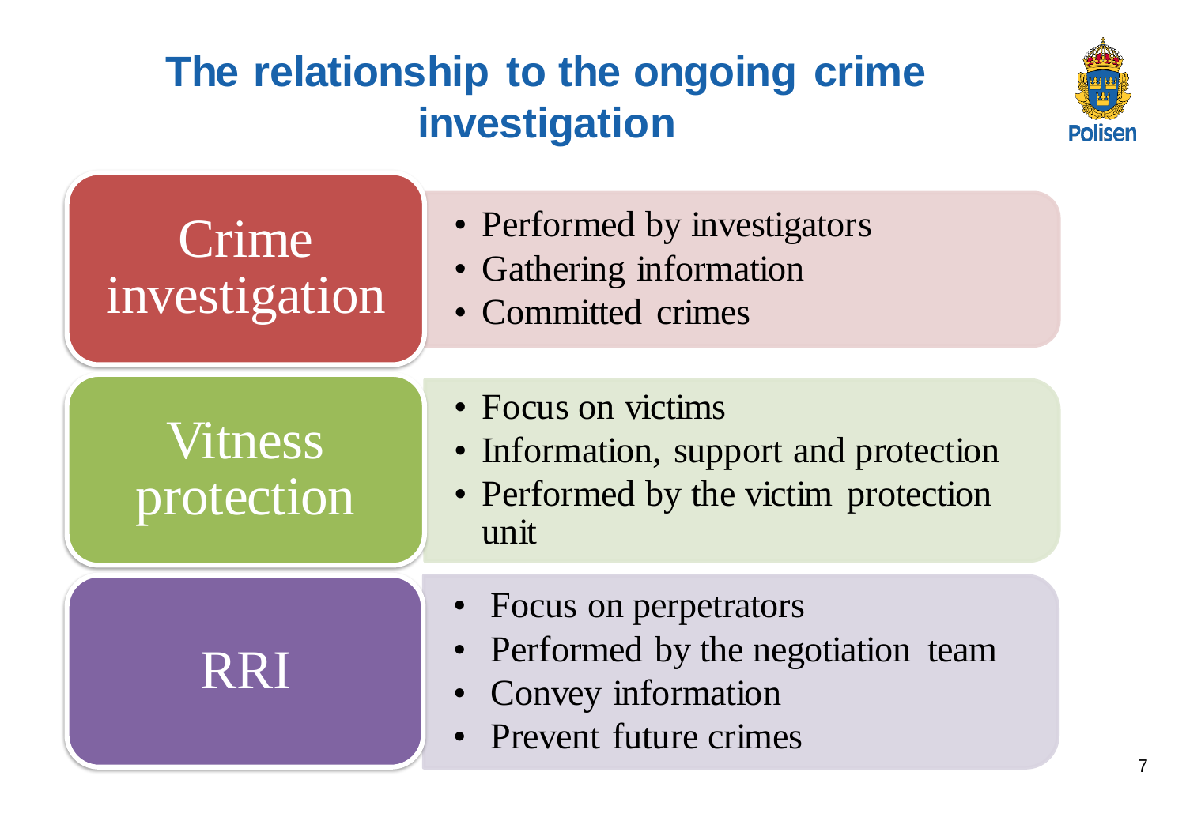# The relationship to the ongoing crime investigation

## Crime investigation

- Performed by investigators
- Gathering information
- Committed crimes

## Vitness protection

- Focus on victims
- Information, support and protection
- Performed by the victim protection unit

## RRI

- Focus on perpetrators
- Performed by the negotiation team
- Convey information
- Prevent future crimes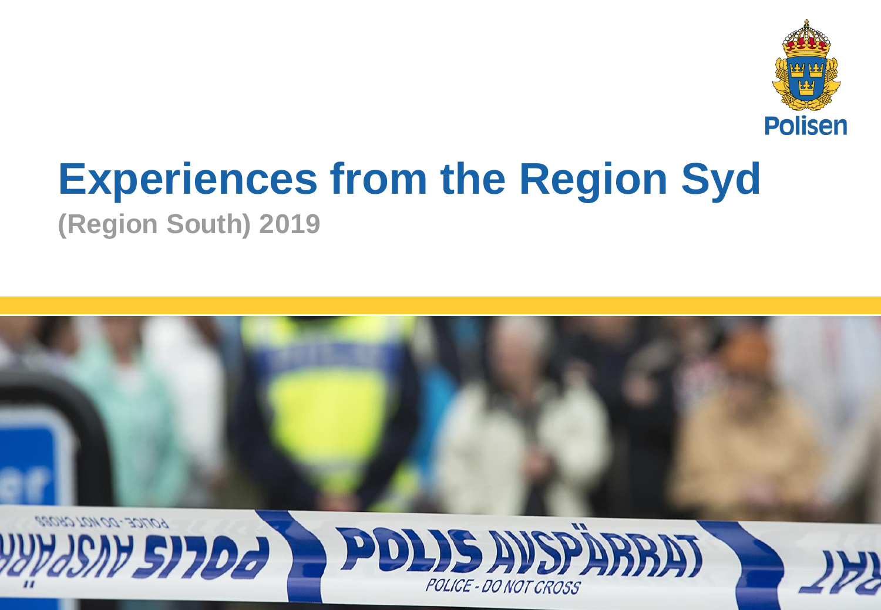# Experiences from the Region Syd

**(Region South) 2019**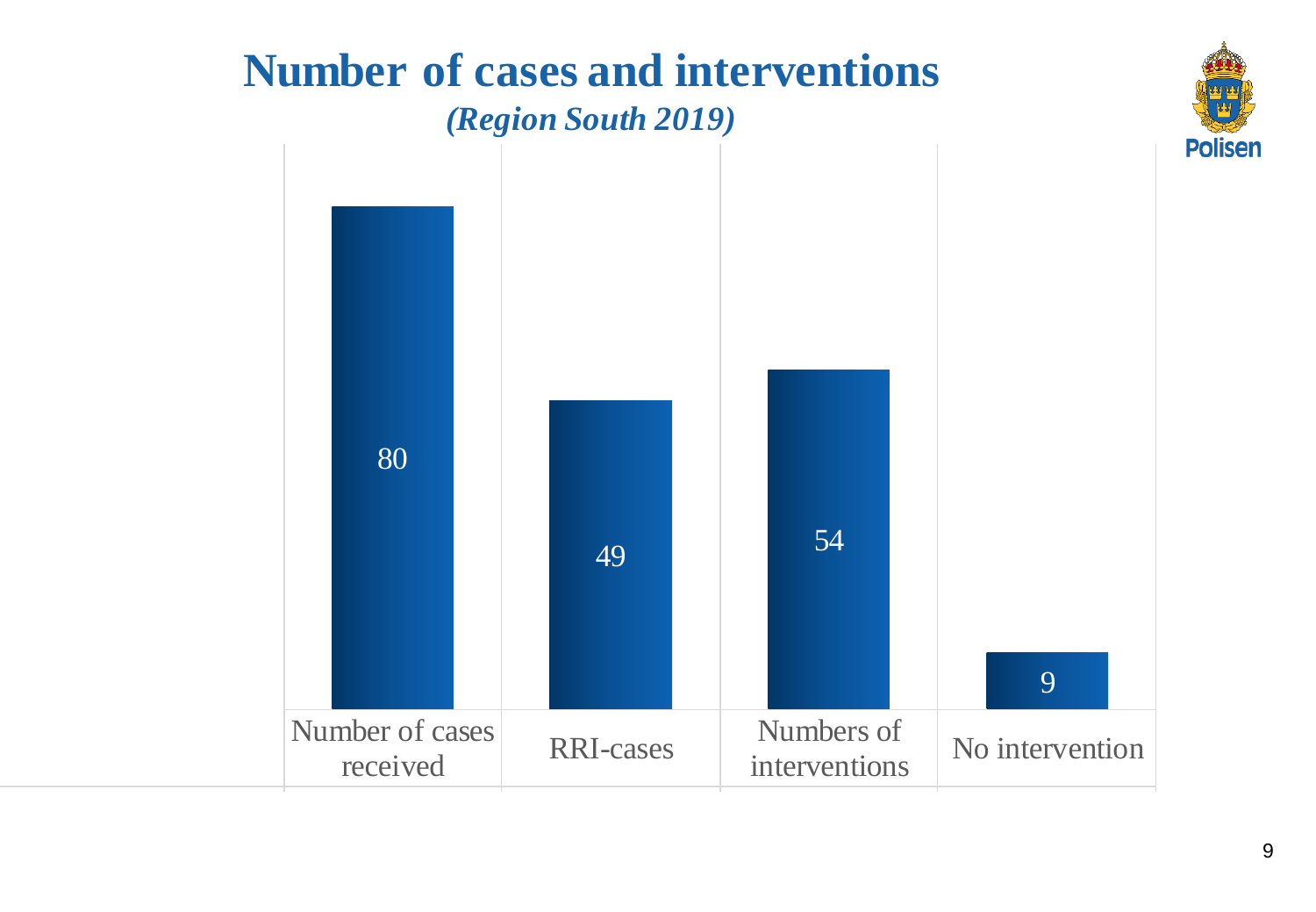# Number of cases and interventions

*(Region South 2019)*

| Number of cases received | RRI-cases | Numbers of interventions | No intervention |
|---|---|---|---|
| 80 | 49 | 54 | 9 |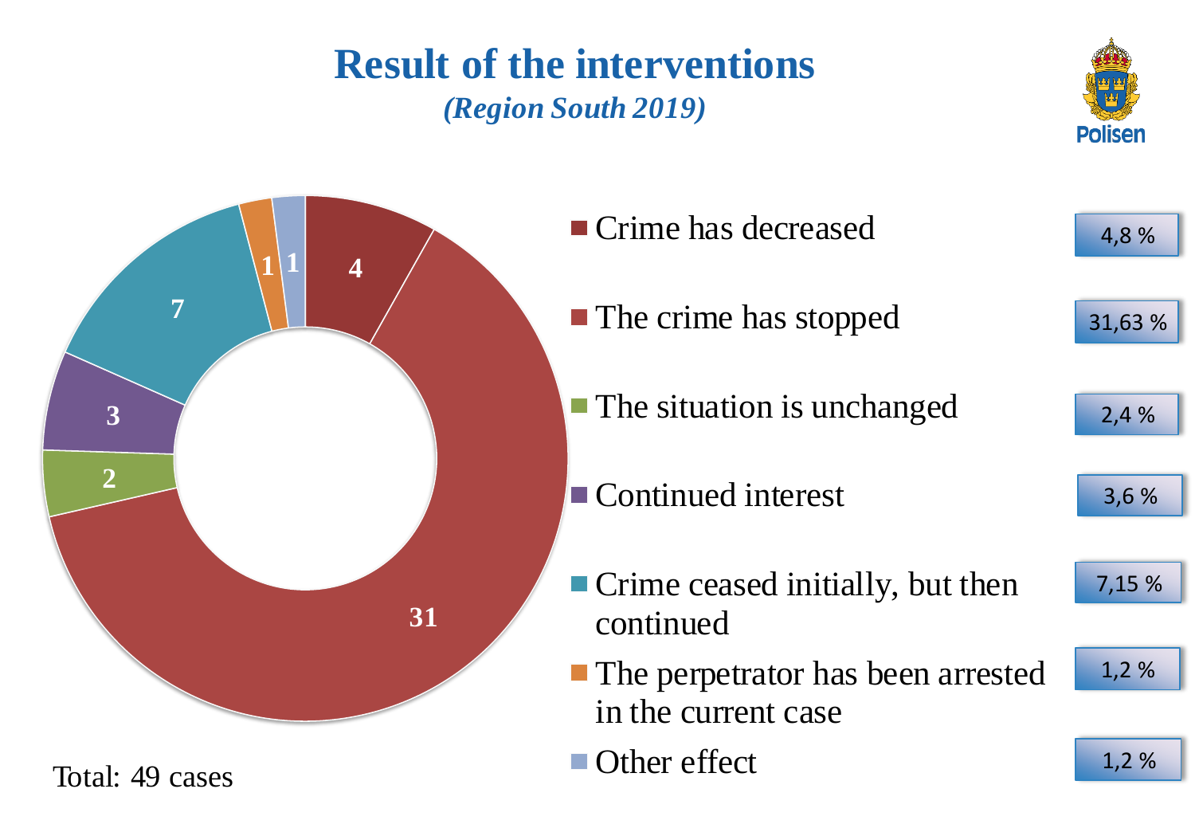# Result of the interventions

***(Region South 2019)***

Polisen

| Result | Cases | Percentage |
|---|---|---|
| Crime has decreased | 4 | 4,8 % |
| The crime has stopped | 31 | 31,63 % |
| The situation is unchanged | 2 | 2,4 % |
| Continued interest | 3 | 3,6 % |
| Crime ceased initially, but then continued | 7 | 7,15 % |
| The perpetrator has been arrested in the current case | 1 | 1,2 % |
| Other effect | 1 | 1,2 % |

Total: 49 cases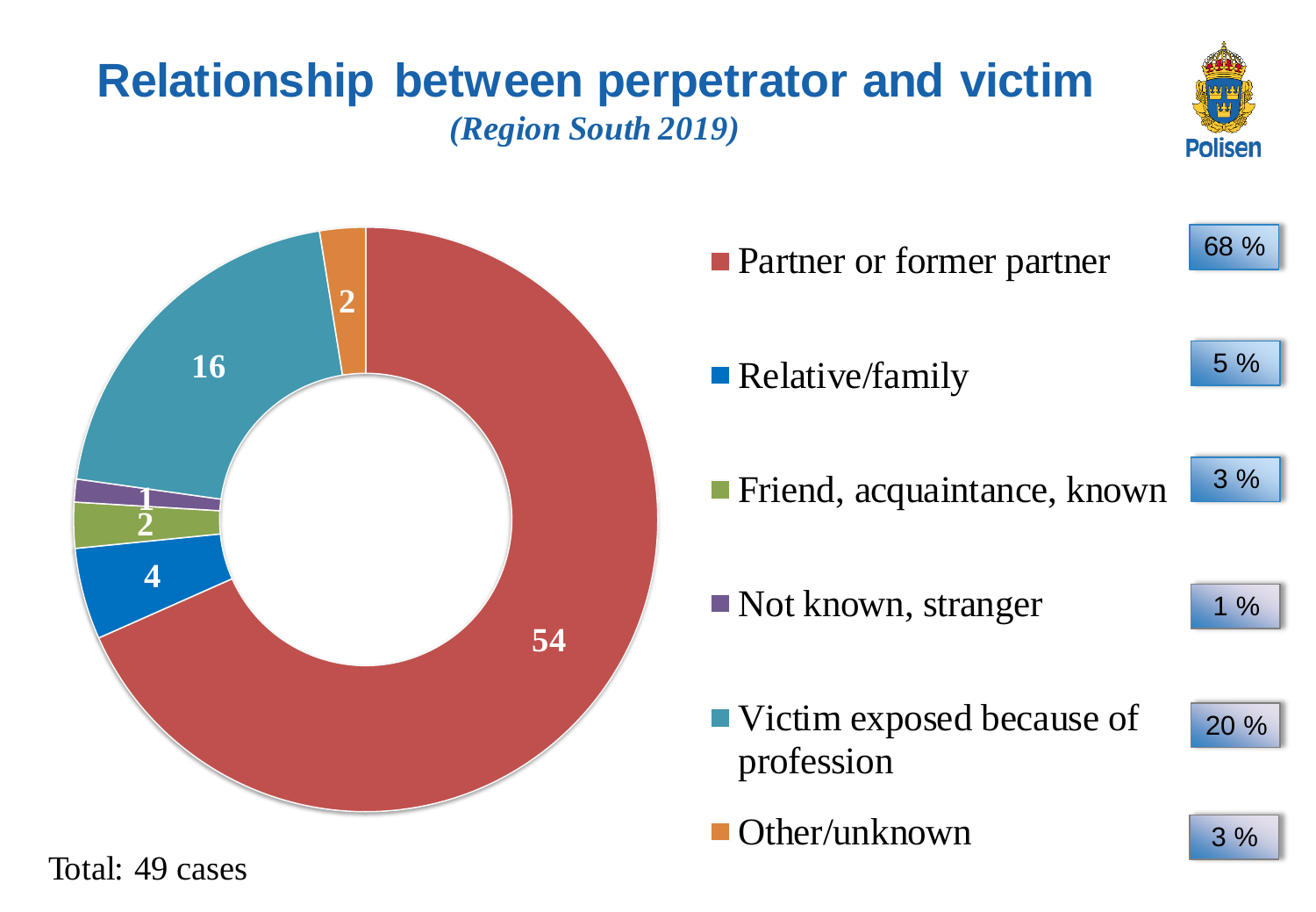# Relationship between perpetrator and victim

*(Region South 2019)*

Polisen

| Relationship | Count | Share |
|---|---|---|
| Partner or former partner | 54 | 68 % |
| Relative/family | 4 | 5 % |
| Friend, acquaintance, known | 2 | 3 % |
| Not known, stranger | 1 | 1 % |
| Victim exposed because of profession | 16 | 20 % |
| Other/unknown | 2 | 3 % |

Total: 49 cases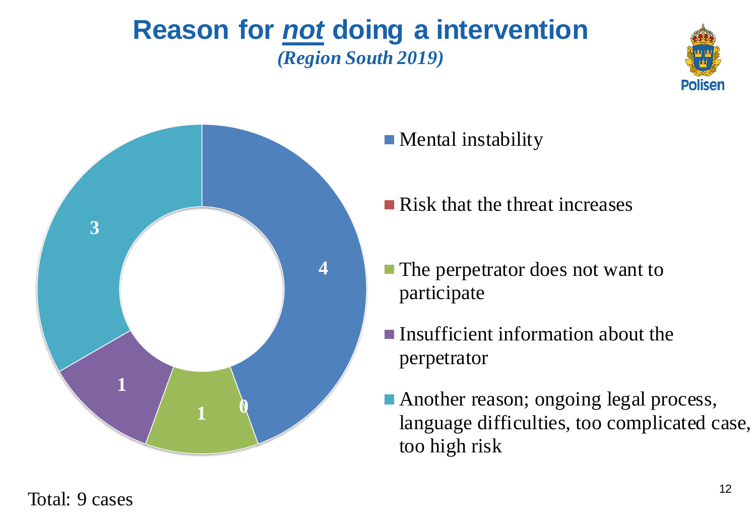# Reason for *not* doing a intervention

***(Region South 2019)***

Polisen

| Reason | Cases |
|---|---|
| Mental instability | 4 |
| Risk that the threat increases | 0 |
| The perpetrator does not want to participate | 1 |
| Insufficient information about the perpetrator | 1 |
| Another reason; ongoing legal process, language difficulties, too complicated case, too high risk | 3 |

Total: 9 cases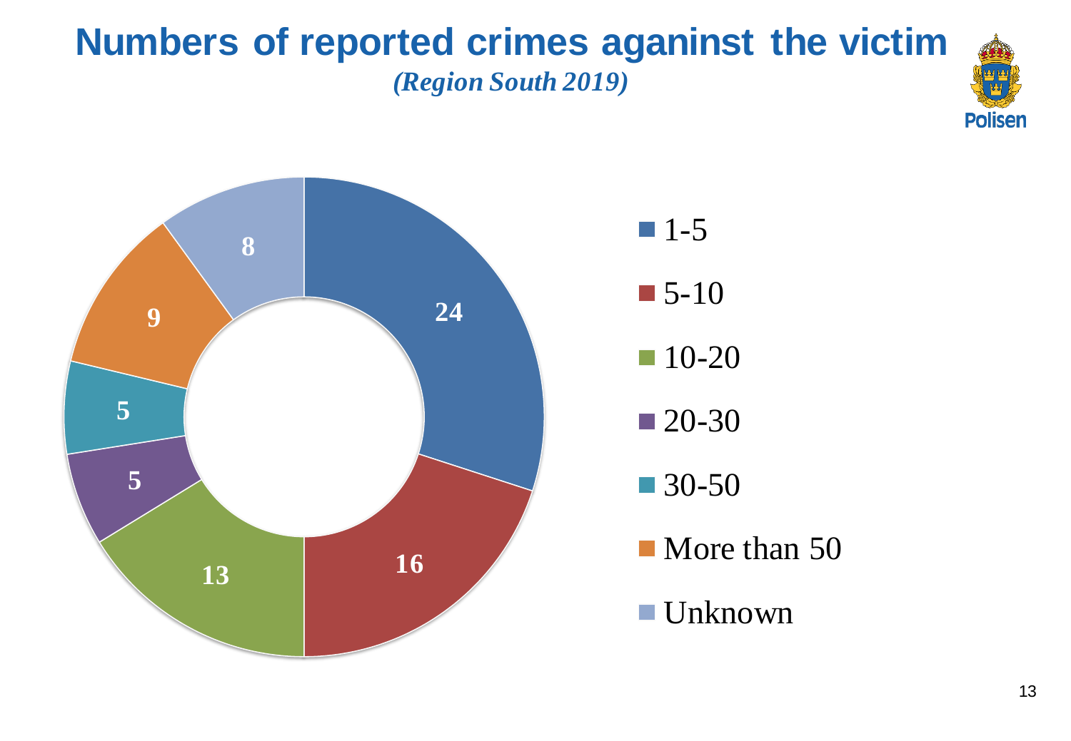# Numbers of reported crimes aganinst the victim

*(Region South 2019)*

| Number of reported crimes | Count |
|---|---|
| 1-5 | 24 |
| 5-10 | 16 |
| 10-20 | 13 |
| 20-30 | 5 |
| 30-50 | 5 |
| More than 50 | 9 |
| Unknown | 8 |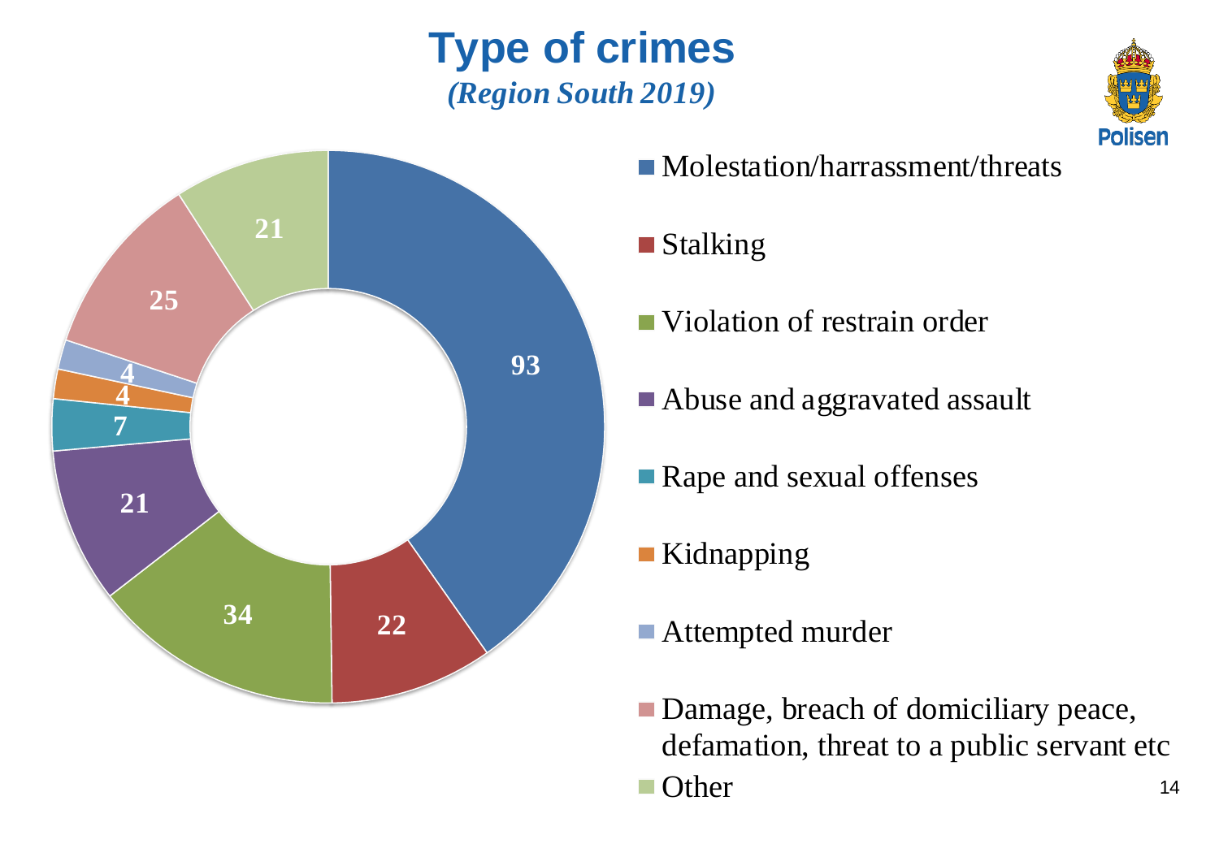# Type of crimes

***(Region South 2019)***

| Type of crime | Number |
|---|---|
| Molestation/harrassment/threats | 93 |
| Stalking | 22 |
| Violation of restrain order | 34 |
| Abuse and aggravated assault | 21 |
| Rape and sexual offenses | 7 |
| Kidnapping | 4 |
| Attempted murder | 4 |
| Damage, breach of domiciliary peace, defamation, threat to a public servant etc | 25 |
| Other | 21 |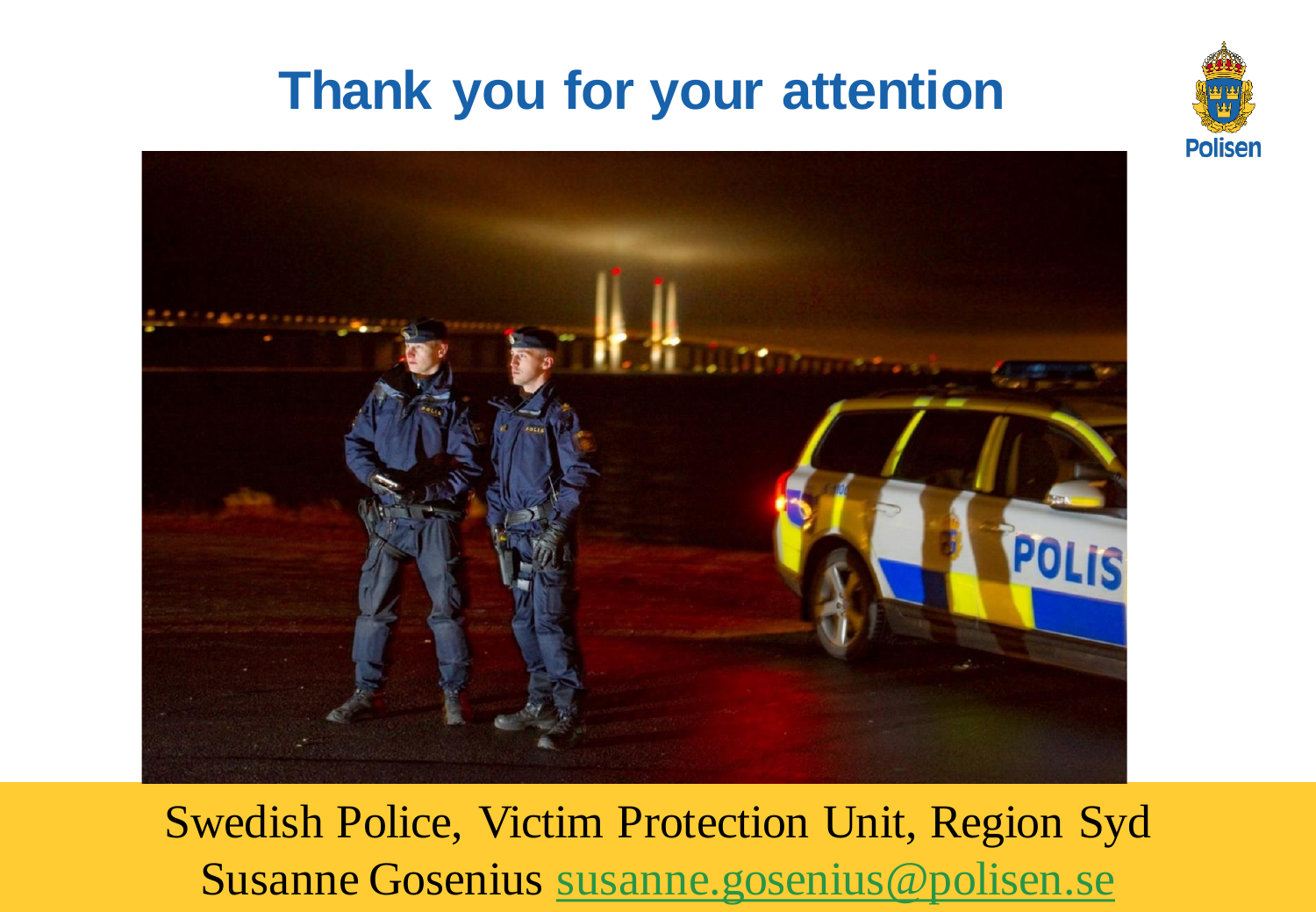# Thank you for your attention

Swedish Police, Victim Protection Unit, Region Syd

Susanne Gosenius susanne.gosenius@polisen.se